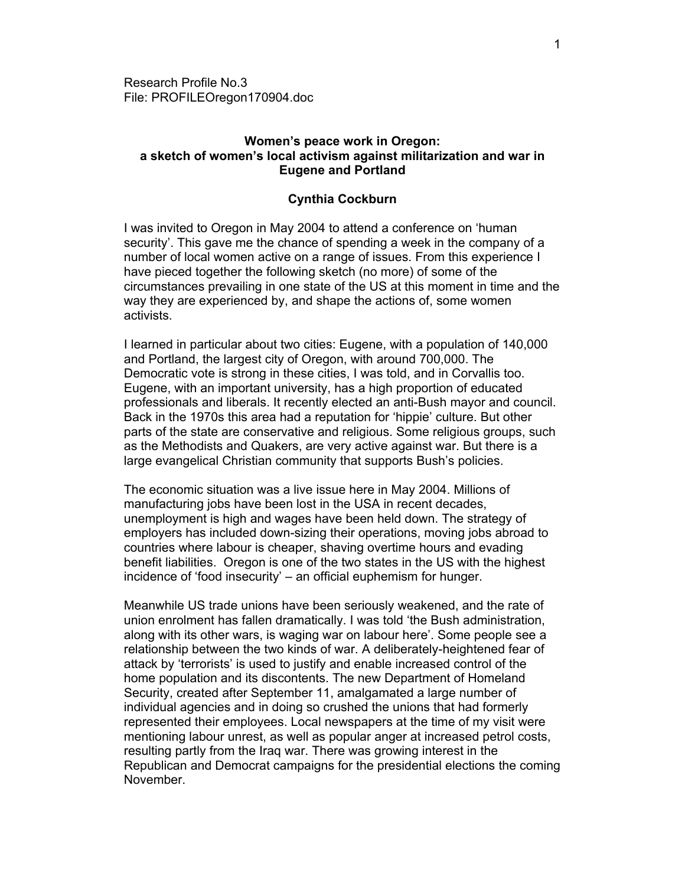Research Profile No.3
File: PROFILEOregon170904.doc

# Women's peace work in Oregon: a sketch of women's local activism against militarization and war in Eugene and Portland

**Cynthia Cockburn**

I was invited to Oregon in May 2004 to attend a conference on 'human security'. This gave me the chance of spending a week in the company of a number of local women active on a range of issues. From this experience I have pieced together the following sketch (no more) of some of the circumstances prevailing in one state of the US at this moment in time and the way they are experienced by, and shape the actions of, some women activists.

I learned in particular about two cities: Eugene, with a population of 140,000 and Portland, the largest city of Oregon, with around 700,000. The Democratic vote is strong in these cities, I was told, and in Corvallis too. Eugene, with an important university, has a high proportion of educated professionals and liberals. It recently elected an anti-Bush mayor and council. Back in the 1970s this area had a reputation for 'hippie' culture. But other parts of the state are conservative and religious. Some religious groups, such as the Methodists and Quakers, are very active against war. But there is a large evangelical Christian community that supports Bush's policies.

The economic situation was a live issue here in May 2004. Millions of manufacturing jobs have been lost in the USA in recent decades, unemployment is high and wages have been held down. The strategy of employers has included down-sizing their operations, moving jobs abroad to countries where labour is cheaper, shaving overtime hours and evading benefit liabilities. Oregon is one of the two states in the US with the highest incidence of 'food insecurity' – an official euphemism for hunger.

Meanwhile US trade unions have been seriously weakened, and the rate of union enrolment has fallen dramatically. I was told 'the Bush administration, along with its other wars, is waging war on labour here'. Some people see a relationship between the two kinds of war. A deliberately-heightened fear of attack by 'terrorists' is used to justify and enable increased control of the home population and its discontents. The new Department of Homeland Security, created after September 11, amalgamated a large number of individual agencies and in doing so crushed the unions that had formerly represented their employees. Local newspapers at the time of my visit were mentioning labour unrest, as well as popular anger at increased petrol costs, resulting partly from the Iraq war. There was growing interest in the Republican and Democrat campaigns for the presidential elections the coming November.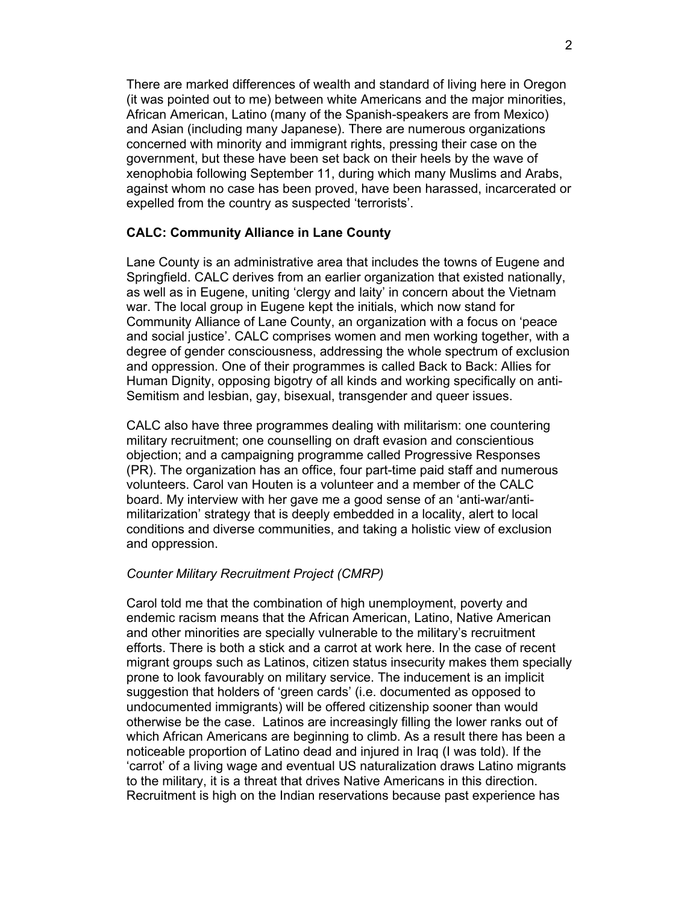There are marked differences of wealth and standard of living here in Oregon (it was pointed out to me) between white Americans and the major minorities, African American, Latino (many of the Spanish-speakers are from Mexico) and Asian (including many Japanese). There are numerous organizations concerned with minority and immigrant rights, pressing their case on the government, but these have been set back on their heels by the wave of xenophobia following September 11, during which many Muslims and Arabs, against whom no case has been proved, have been harassed, incarcerated or expelled from the country as suspected 'terrorists'.

**CALC: Community Alliance in Lane County**

Lane County is an administrative area that includes the towns of Eugene and Springfield. CALC derives from an earlier organization that existed nationally, as well as in Eugene, uniting 'clergy and laity' in concern about the Vietnam war. The local group in Eugene kept the initials, which now stand for Community Alliance of Lane County, an organization with a focus on 'peace and social justice'. CALC comprises women and men working together, with a degree of gender consciousness, addressing the whole spectrum of exclusion and oppression. One of their programmes is called Back to Back: Allies for Human Dignity, opposing bigotry of all kinds and working specifically on anti-Semitism and lesbian, gay, bisexual, transgender and queer issues.

CALC also have three programmes dealing with militarism: one countering military recruitment; one counselling on draft evasion and conscientious objection; and a campaigning programme called Progressive Responses (PR). The organization has an office, four part-time paid staff and numerous volunteers. Carol van Houten is a volunteer and a member of the CALC board. My interview with her gave me a good sense of an 'anti-war/anti-militarization' strategy that is deeply embedded in a locality, alert to local conditions and diverse communities, and taking a holistic view of exclusion and oppression.

*Counter Military Recruitment Project (CMRP)*

Carol told me that the combination of high unemployment, poverty and endemic racism means that the African American, Latino, Native American and other minorities are specially vulnerable to the military's recruitment efforts. There is both a stick and a carrot at work here. In the case of recent migrant groups such as Latinos, citizen status insecurity makes them specially prone to look favourably on military service. The inducement is an implicit suggestion that holders of 'green cards' (i.e. documented as opposed to undocumented immigrants) will be offered citizenship sooner than would otherwise be the case. Latinos are increasingly filling the lower ranks out of which African Americans are beginning to climb. As a result there has been a noticeable proportion of Latino dead and injured in Iraq (I was told). If the 'carrot' of a living wage and eventual US naturalization draws Latino migrants to the military, it is a threat that drives Native Americans in this direction. Recruitment is high on the Indian reservations because past experience has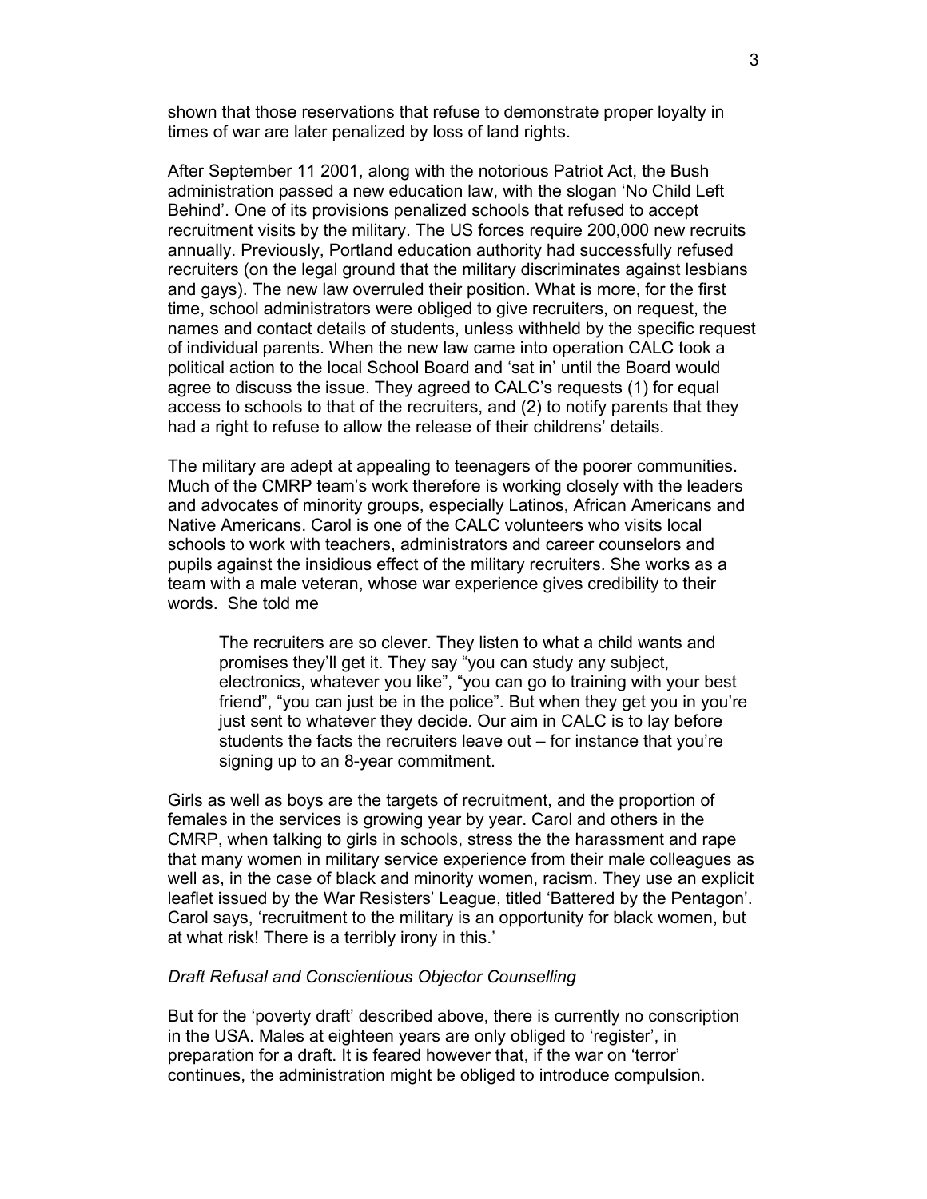shown that those reservations that refuse to demonstrate proper loyalty in times of war are later penalized by loss of land rights.

After September 11 2001, along with the notorious Patriot Act, the Bush administration passed a new education law, with the slogan 'No Child Left Behind'. One of its provisions penalized schools that refused to accept recruitment visits by the military. The US forces require 200,000 new recruits annually. Previously, Portland education authority had successfully refused recruiters (on the legal ground that the military discriminates against lesbians and gays). The new law overruled their position. What is more, for the first time, school administrators were obliged to give recruiters, on request, the names and contact details of students, unless withheld by the specific request of individual parents. When the new law came into operation CALC took a political action to the local School Board and 'sat in' until the Board would agree to discuss the issue. They agreed to CALC's requests (1) for equal access to schools to that of the recruiters, and (2) to notify parents that they had a right to refuse to allow the release of their childrens' details.

The military are adept at appealing to teenagers of the poorer communities. Much of the CMRP team's work therefore is working closely with the leaders and advocates of minority groups, especially Latinos, African Americans and Native Americans. Carol is one of the CALC volunteers who visits local schools to work with teachers, administrators and career counselors and pupils against the insidious effect of the military recruiters. She works as a team with a male veteran, whose war experience gives credibility to their words. She told me

> The recruiters are so clever. They listen to what a child wants and promises they'll get it. They say "you can study any subject, electronics, whatever you like", "you can go to training with your best friend", "you can just be in the police". But when they get you in you're just sent to whatever they decide. Our aim in CALC is to lay before students the facts the recruiters leave out – for instance that you're signing up to an 8-year commitment.

Girls as well as boys are the targets of recruitment, and the proportion of females in the services is growing year by year. Carol and others in the CMRP, when talking to girls in schools, stress the the harassment and rape that many women in military service experience from their male colleagues as well as, in the case of black and minority women, racism. They use an explicit leaflet issued by the War Resisters' League, titled 'Battered by the Pentagon'. Carol says, 'recruitment to the military is an opportunity for black women, but at what risk! There is a terribly irony in this.'

*Draft Refusal and Conscientious Objector Counselling*

But for the 'poverty draft' described above, there is currently no conscription in the USA. Males at eighteen years are only obliged to 'register', in preparation for a draft. It is feared however that, if the war on 'terror' continues, the administration might be obliged to introduce compulsion.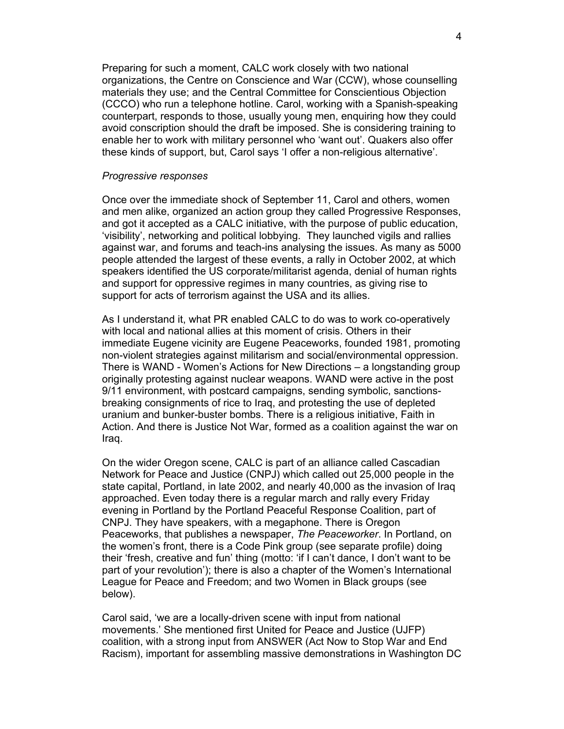Preparing for such a moment, CALC work closely with two national organizations, the Centre on Conscience and War (CCW), whose counselling materials they use; and the Central Committee for Conscientious Objection (CCCO) who run a telephone hotline. Carol, working with a Spanish-speaking counterpart, responds to those, usually young men, enquiring how they could avoid conscription should the draft be imposed. She is considering training to enable her to work with military personnel who 'want out'. Quakers also offer these kinds of support, but, Carol says 'I offer a non-religious alternative'.

*Progressive responses*

Once over the immediate shock of September 11, Carol and others, women and men alike, organized an action group they called Progressive Responses, and got it accepted as a CALC initiative, with the purpose of public education, 'visibility', networking and political lobbying. They launched vigils and rallies against war, and forums and teach-ins analysing the issues. As many as 5000 people attended the largest of these events, a rally in October 2002, at which speakers identified the US corporate/militarist agenda, denial of human rights and support for oppressive regimes in many countries, as giving rise to support for acts of terrorism against the USA and its allies.

As I understand it, what PR enabled CALC to do was to work co-operatively with local and national allies at this moment of crisis. Others in their immediate Eugene vicinity are Eugene Peaceworks, founded 1981, promoting non-violent strategies against militarism and social/environmental oppression. There is WAND - Women's Actions for New Directions – a longstanding group originally protesting against nuclear weapons. WAND were active in the post 9/11 environment, with postcard campaigns, sending symbolic, sanctions-breaking consignments of rice to Iraq, and protesting the use of depleted uranium and bunker-buster bombs. There is a religious initiative, Faith in Action. And there is Justice Not War, formed as a coalition against the war on Iraq.

On the wider Oregon scene, CALC is part of an alliance called Cascadian Network for Peace and Justice (CNPJ) which called out 25,000 people in the state capital, Portland, in late 2002, and nearly 40,000 as the invasion of Iraq approached. Even today there is a regular march and rally every Friday evening in Portland by the Portland Peaceful Response Coalition, part of CNPJ. They have speakers, with a megaphone. There is Oregon Peaceworks, that publishes a newspaper, *The Peaceworker*. In Portland, on the women's front, there is a Code Pink group (see separate profile) doing their 'fresh, creative and fun' thing (motto: 'if I can't dance, I don't want to be part of your revolution'); there is also a chapter of the Women's International League for Peace and Freedom; and two Women in Black groups (see below).

Carol said, 'we are a locally-driven scene with input from national movements.' She mentioned first United for Peace and Justice (UJFP) coalition, with a strong input from ANSWER (Act Now to Stop War and End Racism), important for assembling massive demonstrations in Washington DC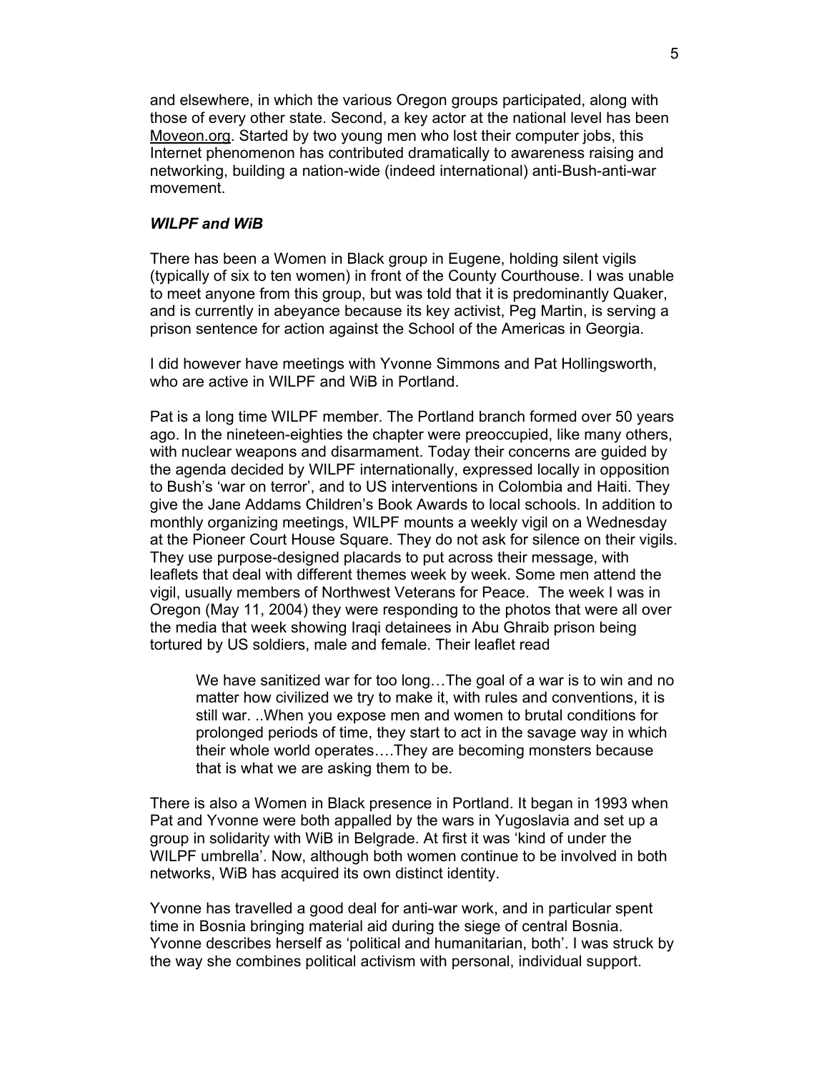and elsewhere, in which the various Oregon groups participated, along with those of every other state. Second, a key actor at the national level has been Moveon.org. Started by two young men who lost their computer jobs, this Internet phenomenon has contributed dramatically to awareness raising and networking, building a nation-wide (indeed international) anti-Bush-anti-war movement.

### *WILPF and WiB*

There has been a Women in Black group in Eugene, holding silent vigils (typically of six to ten women) in front of the County Courthouse. I was unable to meet anyone from this group, but was told that it is predominantly Quaker, and is currently in abeyance because its key activist, Peg Martin, is serving a prison sentence for action against the School of the Americas in Georgia.

I did however have meetings with Yvonne Simmons and Pat Hollingsworth, who are active in WILPF and WiB in Portland.

Pat is a long time WILPF member. The Portland branch formed over 50 years ago. In the nineteen-eighties the chapter were preoccupied, like many others, with nuclear weapons and disarmament. Today their concerns are guided by the agenda decided by WILPF internationally, expressed locally in opposition to Bush's 'war on terror', and to US interventions in Colombia and Haiti. They give the Jane Addams Children's Book Awards to local schools. In addition to monthly organizing meetings, WILPF mounts a weekly vigil on a Wednesday at the Pioneer Court House Square. They do not ask for silence on their vigils. They use purpose-designed placards to put across their message, with leaflets that deal with different themes week by week. Some men attend the vigil, usually members of Northwest Veterans for Peace. The week I was in Oregon (May 11, 2004) they were responding to the photos that were all over the media that week showing Iraqi detainees in Abu Ghraib prison being tortured by US soldiers, male and female. Their leaflet read

> We have sanitized war for too long…The goal of a war is to win and no matter how civilized we try to make it, with rules and conventions, it is still war. ..When you expose men and women to brutal conditions for prolonged periods of time, they start to act in the savage way in which their whole world operates….They are becoming monsters because that is what we are asking them to be.

There is also a Women in Black presence in Portland. It began in 1993 when Pat and Yvonne were both appalled by the wars in Yugoslavia and set up a group in solidarity with WiB in Belgrade. At first it was 'kind of under the WILPF umbrella'. Now, although both women continue to be involved in both networks, WiB has acquired its own distinct identity.

Yvonne has travelled a good deal for anti-war work, and in particular spent time in Bosnia bringing material aid during the siege of central Bosnia. Yvonne describes herself as 'political and humanitarian, both'. I was struck by the way she combines political activism with personal, individual support.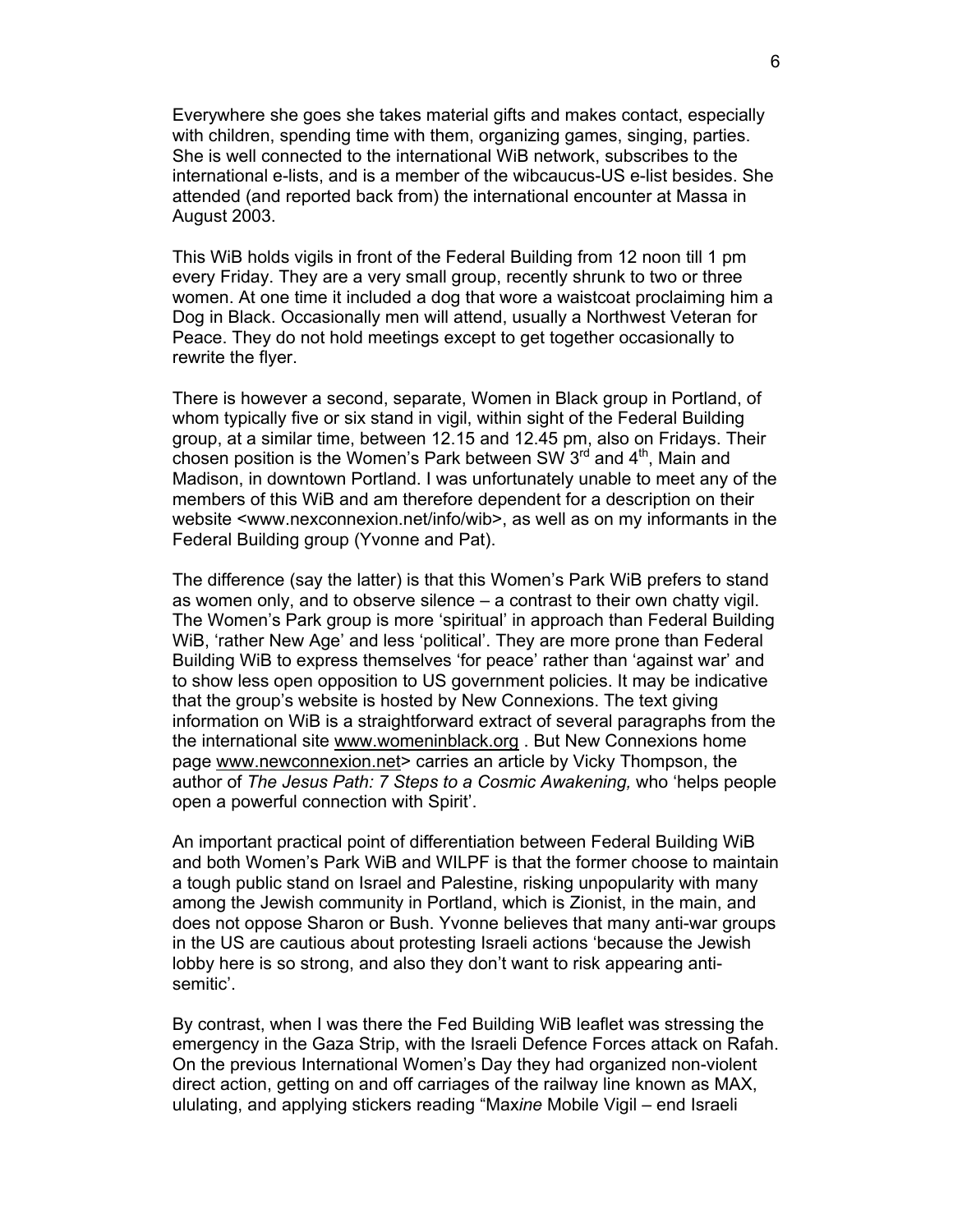Everywhere she goes she takes material gifts and makes contact, especially with children, spending time with them, organizing games, singing, parties. She is well connected to the international WiB network, subscribes to the international e-lists, and is a member of the wibcaucus-US e-list besides. She attended (and reported back from) the international encounter at Massa in August 2003.

This WiB holds vigils in front of the Federal Building from 12 noon till 1 pm every Friday. They are a very small group, recently shrunk to two or three women. At one time it included a dog that wore a waistcoat proclaiming him a Dog in Black. Occasionally men will attend, usually a Northwest Veteran for Peace. They do not hold meetings except to get together occasionally to rewrite the flyer.

There is however a second, separate, Women in Black group in Portland, of whom typically five or six stand in vigil, within sight of the Federal Building group, at a similar time, between 12.15 and 12.45 pm, also on Fridays. Their chosen position is the Women's Park between SW 3rd and 4th, Main and Madison, in downtown Portland. I was unfortunately unable to meet any of the members of this WiB and am therefore dependent for a description on their website <www.nexconnexion.net/info/wib>, as well as on my informants in the Federal Building group (Yvonne and Pat).

The difference (say the latter) is that this Women's Park WiB prefers to stand as women only, and to observe silence – a contrast to their own chatty vigil. The Women's Park group is more 'spiritual' in approach than Federal Building WiB, 'rather New Age' and less 'political'. They are more prone than Federal Building WiB to express themselves 'for peace' rather than 'against war' and to show less open opposition to US government policies. It may be indicative that the group's website is hosted by New Connexions. The text giving information on WiB is a straightforward extract of several paragraphs from the the international site www.womeninblack.org . But New Connexions home page www.newconnexion.net> carries an article by Vicky Thompson, the author of *The Jesus Path: 7 Steps to a Cosmic Awakening,* who 'helps people open a powerful connection with Spirit'.

An important practical point of differentiation between Federal Building WiB and both Women's Park WiB and WILPF is that the former choose to maintain a tough public stand on Israel and Palestine, risking unpopularity with many among the Jewish community in Portland, which is Zionist, in the main, and does not oppose Sharon or Bush. Yvonne believes that many anti-war groups in the US are cautious about protesting Israeli actions 'because the Jewish lobby here is so strong, and also they don't want to risk appearing anti-semitic'.

By contrast, when I was there the Fed Building WiB leaflet was stressing the emergency in the Gaza Strip, with the Israeli Defence Forces attack on Rafah. On the previous International Women's Day they had organized non-violent direct action, getting on and off carriages of the railway line known as MAX, ululating, and applying stickers reading "Max*ine* Mobile Vigil – end Israeli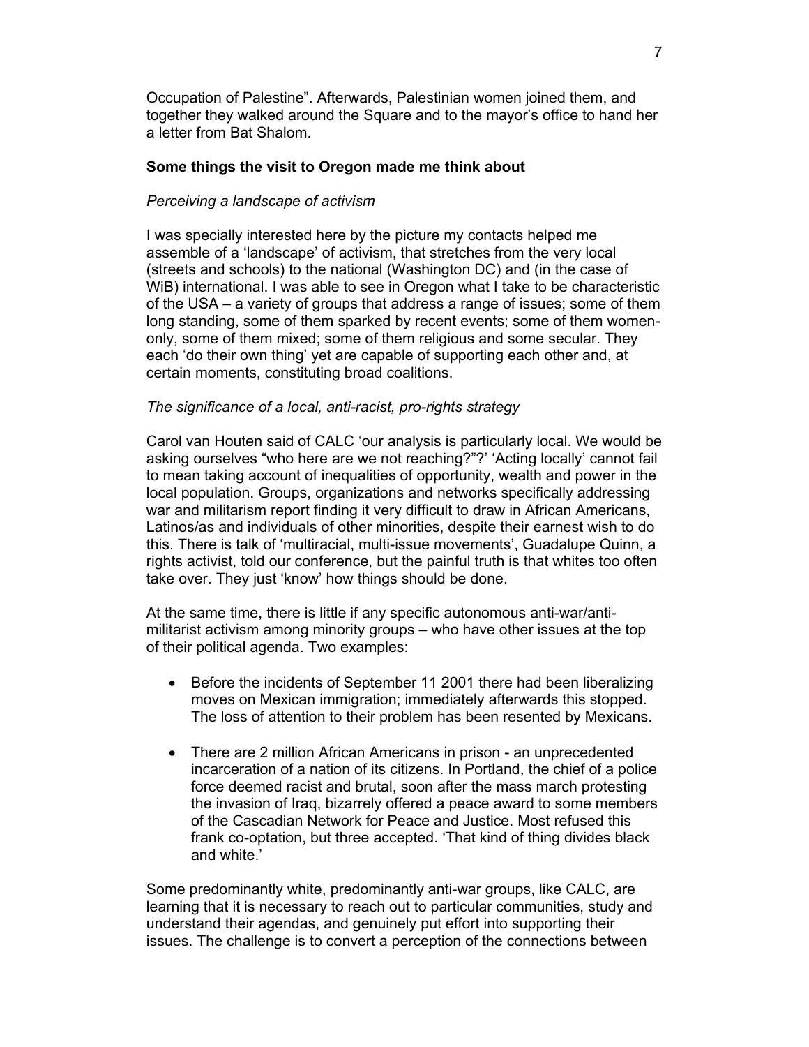Occupation of Palestine". Afterwards, Palestinian women joined them, and together they walked around the Square and to the mayor's office to hand her a letter from Bat Shalom.

**Some things the visit to Oregon made me think about**

*Perceiving a landscape of activism*

I was specially interested here by the picture my contacts helped me assemble of a 'landscape' of activism, that stretches from the very local (streets and schools) to the national (Washington DC) and (in the case of WiB) international. I was able to see in Oregon what I take to be characteristic of the USA – a variety of groups that address a range of issues; some of them long standing, some of them sparked by recent events; some of them women-only, some of them mixed; some of them religious and some secular. They each 'do their own thing' yet are capable of supporting each other and, at certain moments, constituting broad coalitions.

*The significance of a local, anti-racist, pro-rights strategy*

Carol van Houten said of CALC 'our analysis is particularly local. We would be asking ourselves "who here are we not reaching?"?' 'Acting locally' cannot fail to mean taking account of inequalities of opportunity, wealth and power in the local population. Groups, organizations and networks specifically addressing war and militarism report finding it very difficult to draw in African Americans, Latinos/as and individuals of other minorities, despite their earnest wish to do this. There is talk of 'multiracial, multi-issue movements', Guadalupe Quinn, a rights activist, told our conference, but the painful truth is that whites too often take over. They just 'know' how things should be done.

At the same time, there is little if any specific autonomous anti-war/anti-militarist activism among minority groups – who have other issues at the top of their political agenda. Two examples:

- Before the incidents of September 11 2001 there had been liberalizing moves on Mexican immigration; immediately afterwards this stopped. The loss of attention to their problem has been resented by Mexicans.
- There are 2 million African Americans in prison - an unprecedented incarceration of a nation of its citizens. In Portland, the chief of a police force deemed racist and brutal, soon after the mass march protesting the invasion of Iraq, bizarrely offered a peace award to some members of the Cascadian Network for Peace and Justice. Most refused this frank co-optation, but three accepted. 'That kind of thing divides black and white.'

Some predominantly white, predominantly anti-war groups, like CALC, are learning that it is necessary to reach out to particular communities, study and understand their agendas, and genuinely put effort into supporting their issues. The challenge is to convert a perception of the connections between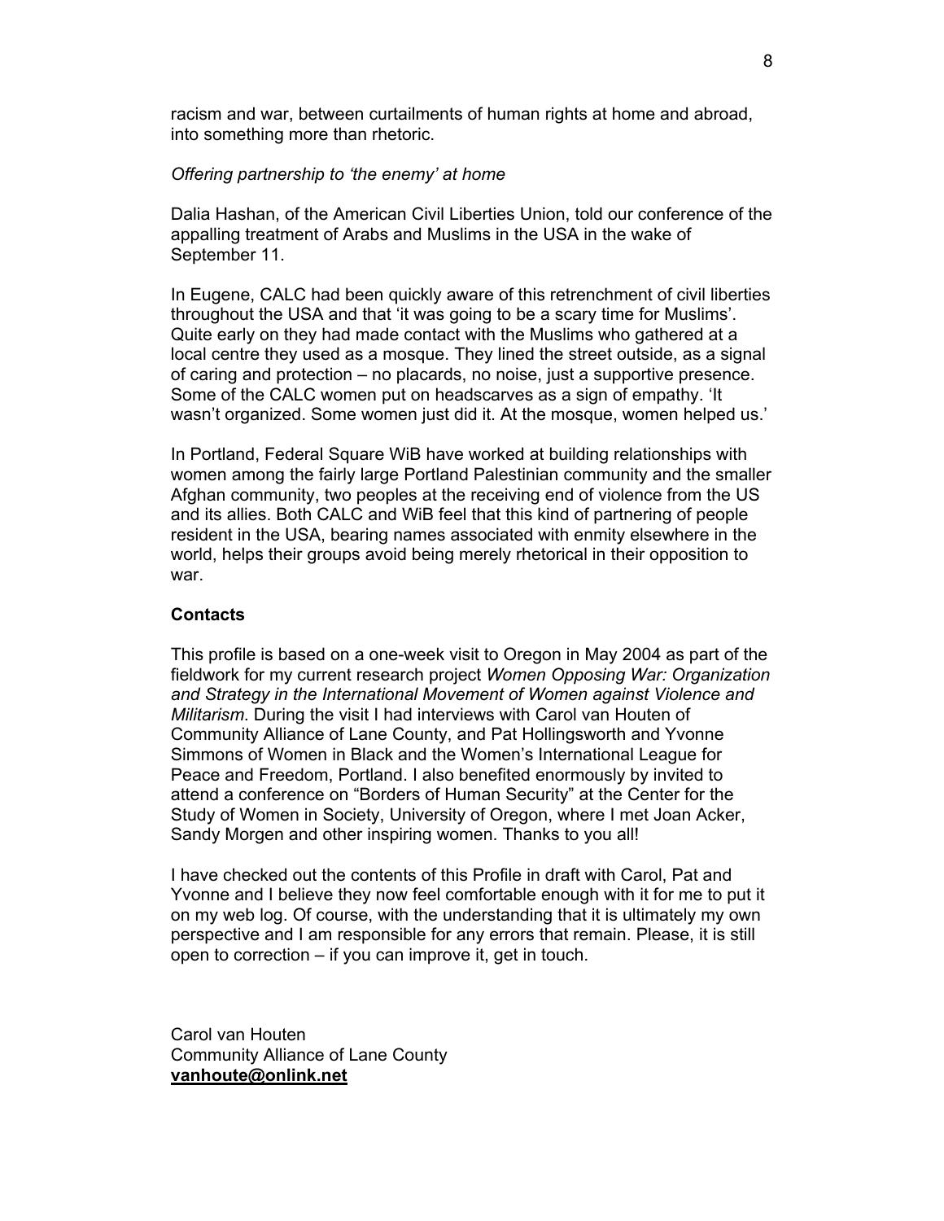racism and war, between curtailments of human rights at home and abroad, into something more than rhetoric.

*Offering partnership to 'the enemy' at home*

Dalia Hashan, of the American Civil Liberties Union, told our conference of the appalling treatment of Arabs and Muslims in the USA in the wake of September 11.

In Eugene, CALC had been quickly aware of this retrenchment of civil liberties throughout the USA and that 'it was going to be a scary time for Muslims'. Quite early on they had made contact with the Muslims who gathered at a local centre they used as a mosque. They lined the street outside, as a signal of caring and protection – no placards, no noise, just a supportive presence. Some of the CALC women put on headscarves as a sign of empathy. 'It wasn't organized. Some women just did it. At the mosque, women helped us.'

In Portland, Federal Square WiB have worked at building relationships with women among the fairly large Portland Palestinian community and the smaller Afghan community, two peoples at the receiving end of violence from the US and its allies. Both CALC and WiB feel that this kind of partnering of people resident in the USA, bearing names associated with enmity elsewhere in the world, helps their groups avoid being merely rhetorical in their opposition to war.

**Contacts**

This profile is based on a one-week visit to Oregon in May 2004 as part of the fieldwork for my current research project *Women Opposing War: Organization and Strategy in the International Movement of Women against Violence and Militarism*. During the visit I had interviews with Carol van Houten of Community Alliance of Lane County, and Pat Hollingsworth and Yvonne Simmons of Women in Black and the Women's International League for Peace and Freedom, Portland. I also benefited enormously by invited to attend a conference on "Borders of Human Security" at the Center for the Study of Women in Society, University of Oregon, where I met Joan Acker, Sandy Morgen and other inspiring women. Thanks to you all!

I have checked out the contents of this Profile in draft with Carol, Pat and Yvonne and I believe they now feel comfortable enough with it for me to put it on my web log. Of course, with the understanding that it is ultimately my own perspective and I am responsible for any errors that remain. Please, it is still open to correction – if you can improve it, get in touch.

Carol van Houten
Community Alliance of Lane County
**vanhoute@onlink.net**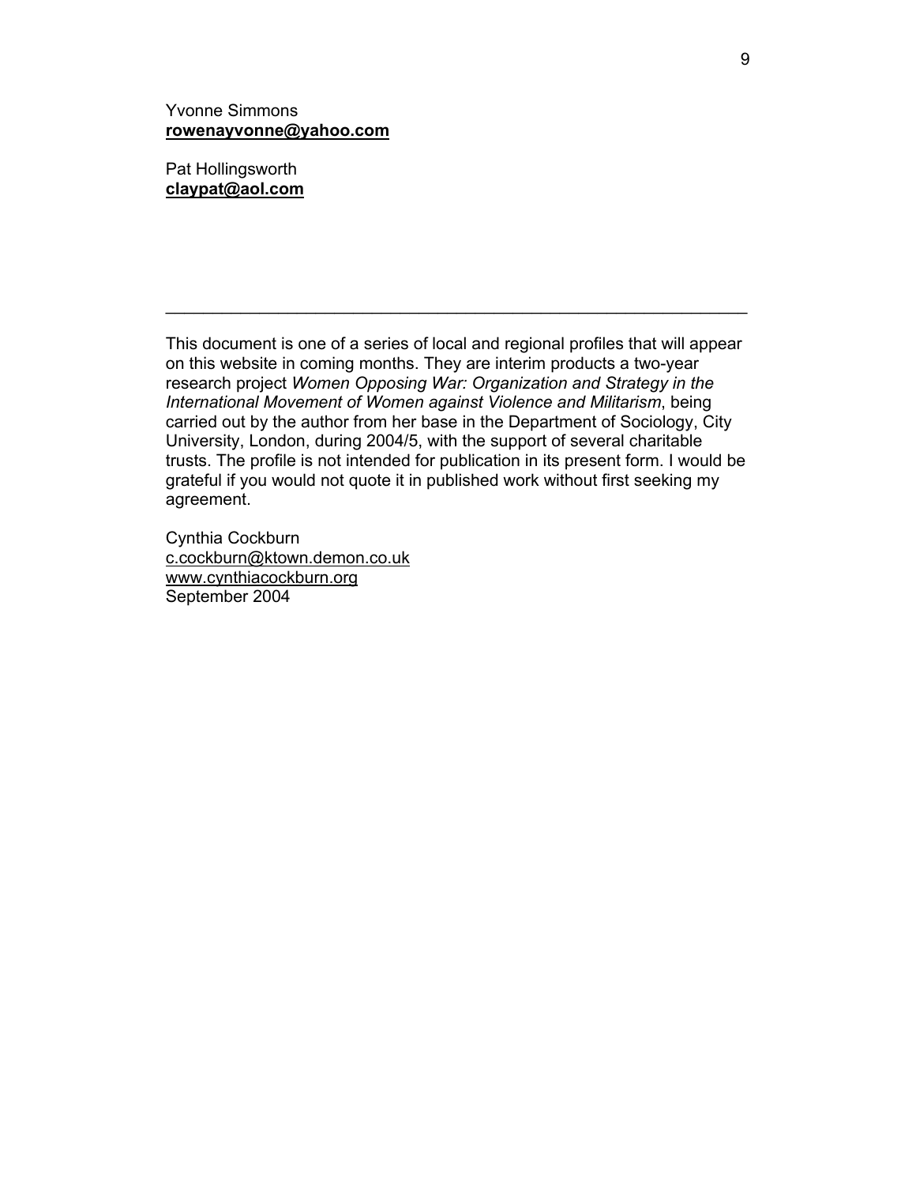Yvonne Simmons
**rowenayvonne@yahoo.com**

Pat Hollingsworth
**claypat@aol.com**

---

This document is one of a series of local and regional profiles that will appear on this website in coming months. They are interim products a two-year research project *Women Opposing War: Organization and Strategy in the International Movement of Women against Violence and Militarism*, being carried out by the author from her base in the Department of Sociology, City University, London, during 2004/5, with the support of several charitable trusts. The profile is not intended for publication in its present form. I would be grateful if you would not quote it in published work without first seeking my agreement.

Cynthia Cockburn
c.cockburn@ktown.demon.co.uk
www.cynthiacockburn.org
September 2004